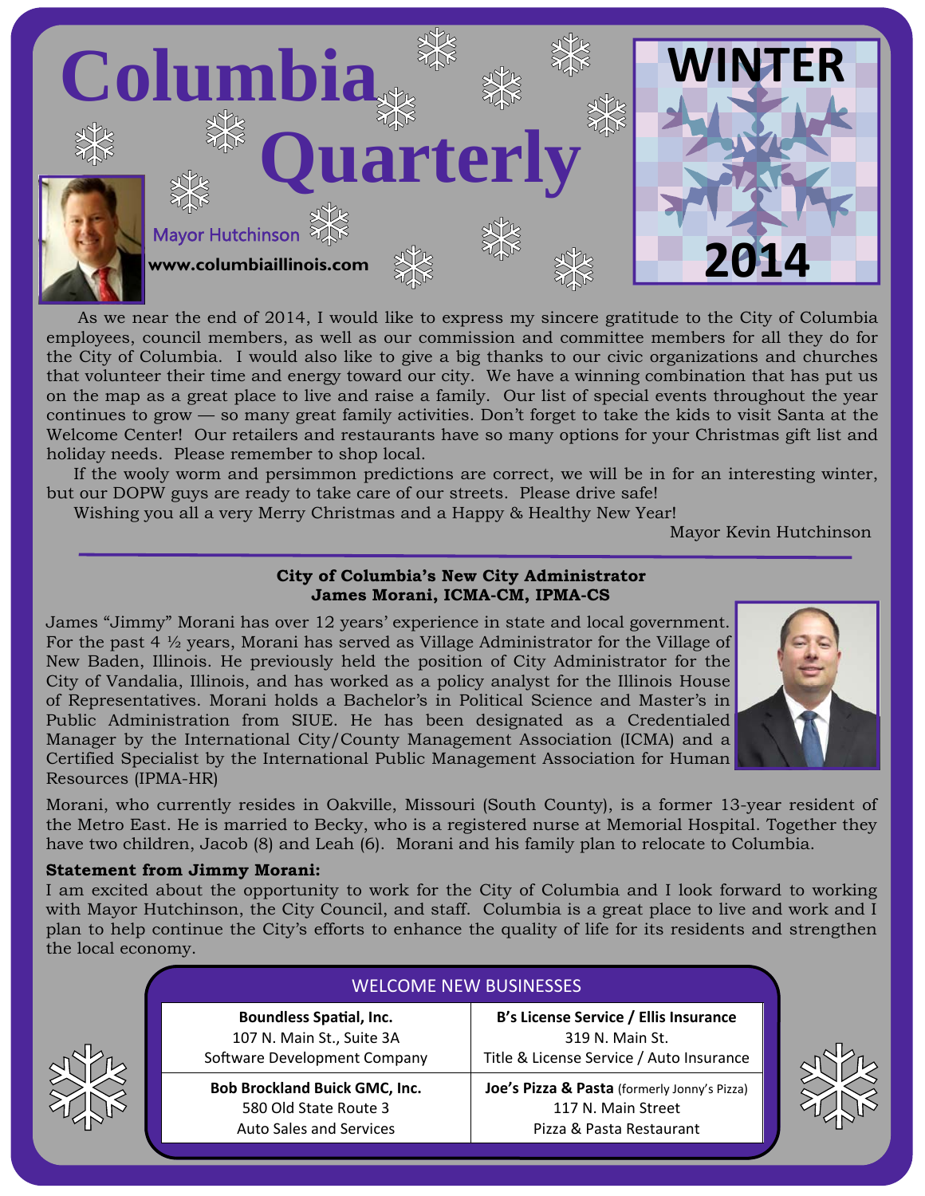# Columbia Quarterly

**WINTER 2014**

Mayor Hutchinson

**www.columbiaillinois.com**

As we near the end of 2014, I would like to express my sincere gratitude to the City of Columbia employees, council members, as well as our commission and committee members for all they do for the City of Columbia. I would also like to give a big thanks to our civic organizations and churches that volunteer their time and energy toward our city. We have a winning combination that has put us on the map as a great place to live and raise a family. Our list of special events throughout the year continues to grow — so many great family activities. Don't forget to take the kids to visit Santa at the Welcome Center! Our retailers and restaurants have so many options for your Christmas gift list and holiday needs. Please remember to shop local.

If the wooly worm and persimmon predictions are correct, we will be in for an interesting winter, but our DOPW guys are ready to take care of our streets. Please drive safe!

Wishing you all a very Merry Christmas and a Happy & Healthy New Year!

Mayor Kevin Hutchinson

---

## City of Columbia's New City Administrator James Morani, ICMA-CM, IPMA-CS

James "Jimmy" Morani has over 12 years' experience in state and local government. For the past 4 ½ years, Morani has served as Village Administrator for the Village of New Baden, Illinois. He previously held the position of City Administrator for the City of Vandalia, Illinois, and has worked as a policy analyst for the Illinois House of Representatives. Morani holds a Bachelor's in Political Science and Master's in Public Administration from SIUE. He has been designated as a Credentialed Manager by the International City/County Management Association (ICMA) and a Certified Specialist by the International Public Management Association for Human Resources (IPMA-HR)

Morani, who currently resides in Oakville, Missouri (South County), is a former 13-year resident of the Metro East. He is married to Becky, who is a registered nurse at Memorial Hospital. Together they have two children, Jacob (8) and Leah (6). Morani and his family plan to relocate to Columbia.

**Statement from Jimmy Morani:**

I am excited about the opportunity to work for the City of Columbia and I look forward to working with Mayor Hutchinson, the City Council, and staff. Columbia is a great place to live and work and I plan to help continue the City's efforts to enhance the quality of life for its residents and strengthen the local economy.

## WELCOME NEW BUSINESSES

| | |
|---|---|
| **Boundless Spatial, Inc.**<br>107 N. Main St., Suite 3A<br>Software Development Company | **B's License Service / Ellis Insurance**<br>319 N. Main St.<br>Title & License Service / Auto Insurance |
| **Bob Brockland Buick GMC, Inc.**<br>580 Old State Route 3<br>Auto Sales and Services | **Joe's Pizza & Pasta** (formerly Jonny's Pizza)<br>117 N. Main Street<br>Pizza & Pasta Restaurant |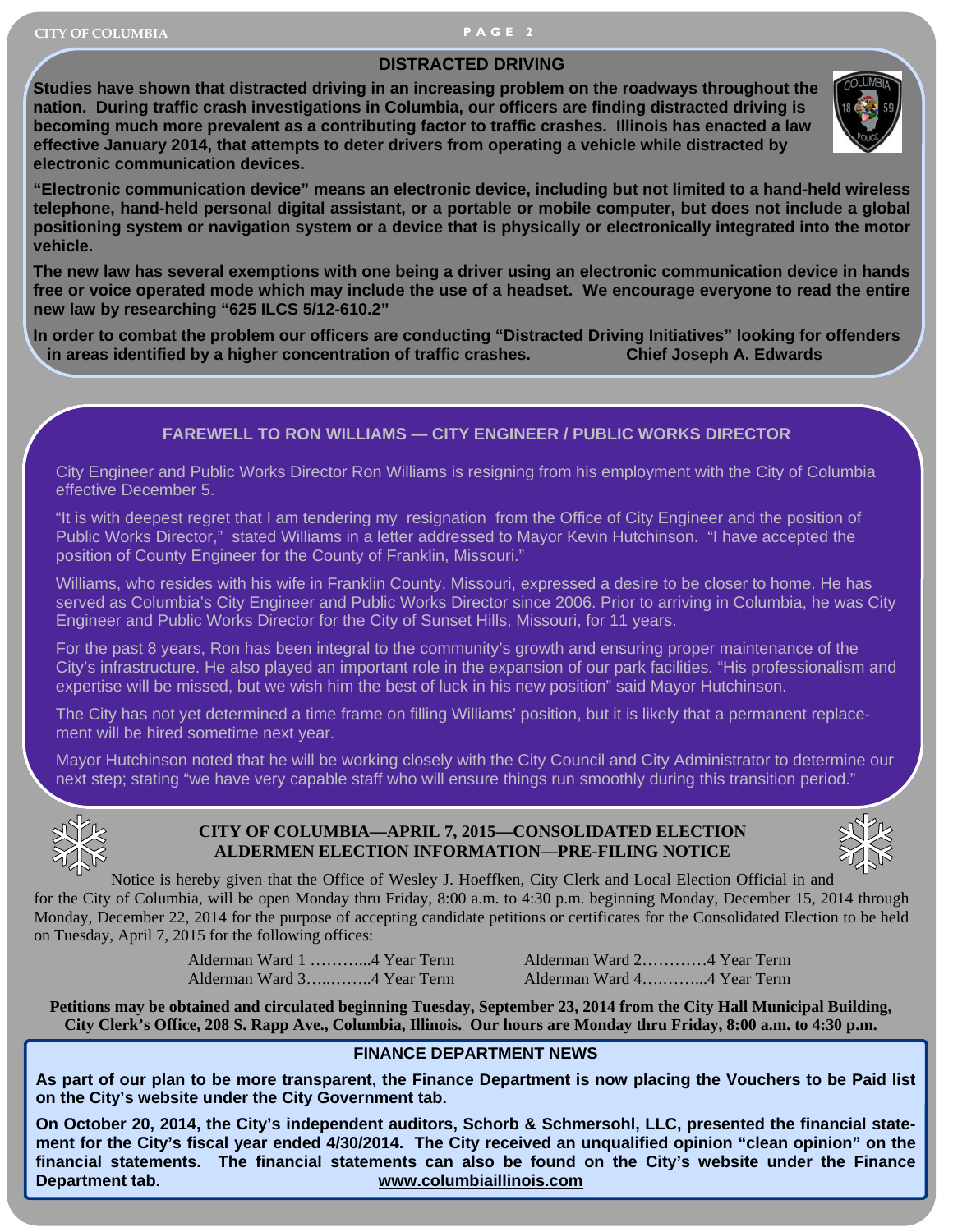## DISTRACTED DRIVING

**Studies have shown that distracted driving in an increasing problem on the roadways throughout the nation. During traffic crash investigations in Columbia, our officers are finding distracted driving is becoming much more prevalent as a contributing factor to traffic crashes. Illinois has enacted a law effective January 2014, that attempts to deter drivers from operating a vehicle while distracted by electronic communication devices.**

**"Electronic communication device" means an electronic device, including but not limited to a hand-held wireless telephone, hand-held personal digital assistant, or a portable or mobile computer, but does not include a global positioning system or navigation system or a device that is physically or electronically integrated into the motor vehicle.**

**The new law has several exemptions with one being a driver using an electronic communication device in hands free or voice operated mode which may include the use of a headset. We encourage everyone to read the entire new law by researching "625 ILCS 5/12-610.2"**

**In order to combat the problem our officers are conducting "Distracted Driving Initiatives" looking for offenders in areas identified by a higher concentration of traffic crashes.**

**Chief Joseph A. Edwards**

## FAREWELL TO RON WILLIAMS — CITY ENGINEER / PUBLIC WORKS DIRECTOR

City Engineer and Public Works Director Ron Williams is resigning from his employment with the City of Columbia effective December 5.

"It is with deepest regret that I am tendering my resignation from the Office of City Engineer and the position of Public Works Director," stated Williams in a letter addressed to Mayor Kevin Hutchinson. "I have accepted the position of County Engineer for the County of Franklin, Missouri."

Williams, who resides with his wife in Franklin County, Missouri, expressed a desire to be closer to home. He has served as Columbia's City Engineer and Public Works Director since 2006. Prior to arriving in Columbia, he was City Engineer and Public Works Director for the City of Sunset Hills, Missouri, for 11 years.

For the past 8 years, Ron has been integral to the community's growth and ensuring proper maintenance of the City's infrastructure. He also played an important role in the expansion of our park facilities. "His professionalism and expertise will be missed, but we wish him the best of luck in his new position" said Mayor Hutchinson.

The City has not yet determined a time frame on filling Williams' position, but it is likely that a permanent replacement will be hired sometime next year.

Mayor Hutchinson noted that he will be working closely with the City Council and City Administrator to determine our next step; stating "we have very capable staff who will ensure things run smoothly during this transition period."

## CITY OF COLUMBIA—APRIL 7, 2015—CONSOLIDATED ELECTION
## ALDERMEN ELECTION INFORMATION—PRE-FILING NOTICE

Notice is hereby given that the Office of Wesley J. Hoeffken, City Clerk and Local Election Official in and for the City of Columbia, will be open Monday thru Friday, 8:00 a.m. to 4:30 p.m. beginning Monday, December 15, 2014 through Monday, December 22, 2014 for the purpose of accepting candidate petitions or certificates for the Consolidated Election to be held on Tuesday, April 7, 2015 for the following offices:

Alderman Ward 1 ………...4 Year Term
Alderman Ward 2…………4 Year Term
Alderman Ward 3…..……..4 Year Term
Alderman Ward 4….……...4 Year Term

**Petitions may be obtained and circulated beginning Tuesday, September 23, 2014 from the City Hall Municipal Building, City Clerk's Office, 208 S. Rapp Ave., Columbia, Illinois. Our hours are Monday thru Friday, 8:00 a.m. to 4:30 p.m.**

## FINANCE DEPARTMENT NEWS

**As part of our plan to be more transparent, the Finance Department is now placing the Vouchers to be Paid list on the City's website under the City Government tab.**

**On October 20, 2014, the City's independent auditors, Schorb & Schmersohl, LLC, presented the financial statement for the City's fiscal year ended 4/30/2014. The City received an unqualified opinion "clean opinion" on the financial statements. The financial statements can also be found on the City's website under the Finance Department tab.** **www.columbiaillinois.com**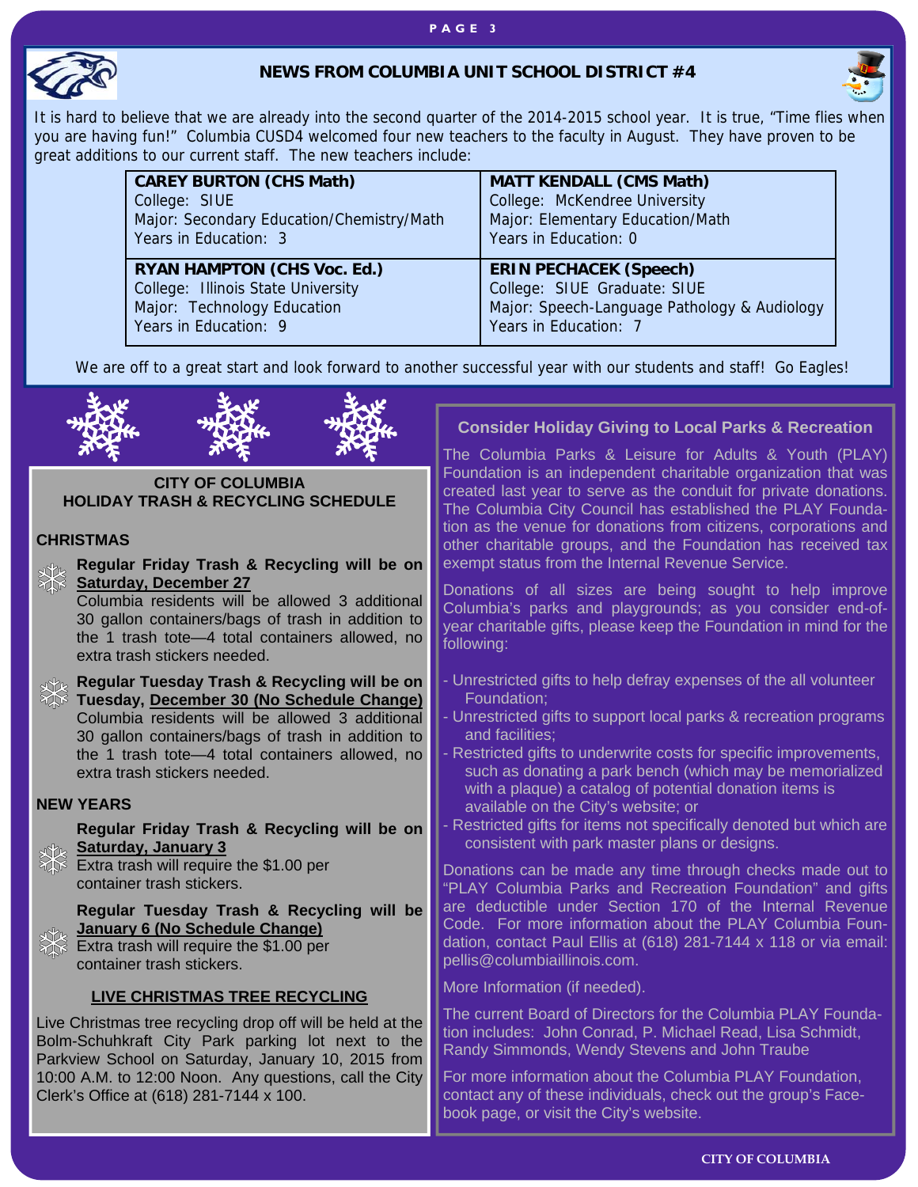## NEWS FROM COLUMBIA UNIT SCHOOL DISTRICT #4

It is hard to believe that we are already into the second quarter of the 2014-2015 school year. It is true, "Time flies when you are having fun!" Columbia CUSD4 welcomed four new teachers to the faculty in August. They have proven to be great additions to our current staff. The new teachers include:

| | |
|---|---|
| **CAREY BURTON (CHS Math)**<br>College: SIUE<br>Major: Secondary Education/Chemistry/Math<br>Years in Education: 3 | **MATT KENDALL (CMS Math)**<br>College: McKendree University<br>Major: Elementary Education/Math<br>Years in Education: 0 |
| **RYAN HAMPTON (CHS Voc. Ed.)**<br>College: Illinois State University<br>Major: Technology Education<br>Years in Education: 9 | **ERIN PECHACEK (Speech)**<br>College: SIUE Graduate: SIUE<br>Major: Speech-Language Pathology & Audiology<br>Years in Education: 7 |

We are off to a great start and look forward to another successful year with our students and staff! Go Eagles!

## CITY OF COLUMBIA HOLIDAY TRASH & RECYCLING SCHEDULE

### CHRISTMAS

**Regular Friday Trash & Recycling will be on Saturday, December 27**
Columbia residents will be allowed 3 additional 30 gallon containers/bags of trash in addition to the 1 trash tote—4 total containers allowed, no extra trash stickers needed.

**Regular Tuesday Trash & Recycling will be on Tuesday, December 30 (No Schedule Change)**
Columbia residents will be allowed 3 additional 30 gallon containers/bags of trash in addition to the 1 trash tote—4 total containers allowed, no extra trash stickers needed.

### NEW YEARS

**Regular Friday Trash & Recycling will be on Saturday, January 3**
Extra trash will require the $1.00 per container trash stickers.

**Regular Tuesday Trash & Recycling will be January 6 (No Schedule Change)**
Extra trash will require the $1.00 per container trash stickers.

### LIVE CHRISTMAS TREE RECYCLING

Live Christmas tree recycling drop off will be held at the Bolm-Schuhkraft City Park parking lot next to the Parkview School on Saturday, January 10, 2015 from 10:00 A.M. to 12:00 Noon. Any questions, call the City Clerk's Office at (618) 281-7144 x 100.

## Consider Holiday Giving to Local Parks & Recreation

The Columbia Parks & Leisure for Adults & Youth (PLAY) Foundation is an independent charitable organization that was created last year to serve as the conduit for private donations. The Columbia City Council has established the PLAY Foundation as the venue for donations from citizens, corporations and other charitable groups, and the Foundation has received tax exempt status from the Internal Revenue Service.

Donations of all sizes are being sought to help improve Columbia's parks and playgrounds; as you consider end-of-year charitable gifts, please keep the Foundation in mind for the following:

- Unrestricted gifts to help defray expenses of the all volunteer Foundation;
- Unrestricted gifts to support local parks & recreation programs and facilities;
- Restricted gifts to underwrite costs for specific improvements, such as donating a park bench (which may be memorialized with a plaque) a catalog of potential donation items is available on the City's website; or
- Restricted gifts for items not specifically denoted but which are consistent with park master plans or designs.

Donations can be made any time through checks made out to "PLAY Columbia Parks and Recreation Foundation" and gifts are deductible under Section 170 of the Internal Revenue Code. For more information about the PLAY Columbia Foundation, contact Paul Ellis at (618) 281-7144 x 118 or via email: pellis@columbiaillinois.com.

More Information (if needed).

The current Board of Directors for the Columbia PLAY Foundation includes: John Conrad, P. Michael Read, Lisa Schmidt, Randy Simmonds, Wendy Stevens and John Traube

For more information about the Columbia PLAY Foundation, contact any of these individuals, check out the group's Facebook page, or visit the City's website.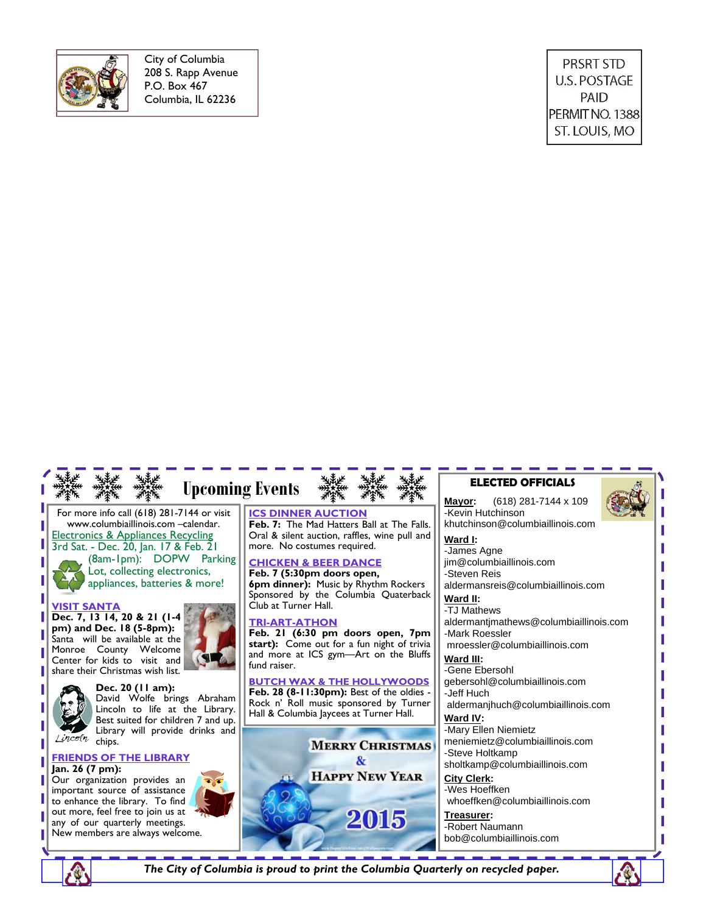City of Columbia
208 S. Rapp Avenue
P.O. Box 467
Columbia, IL 62236

PRSRT STD
U.S. POSTAGE
PAID
PERMIT NO. 1388
ST. LOUIS, MO

## Upcoming Events

For more info call (618) 281-7144 or visit www.columbiaillinois.com –calendar.

Electronics & Appliances Recycling
3rd Sat. - Dec. 20, Jan. 17 & Feb. 21 (8am-1pm): DOPW Parking Lot, collecting electronics, appliances, batteries & more!

**VISIT SANTA**
**Dec. 7, 13 14, 20 & 21 (1-4 pm) and Dec. 18 (5-8pm):** Santa will be available at the Monroe County Welcome Center for kids to visit and share their Christmas wish list.

**Dec. 20 (11 am):** David Wolfe brings Abraham Lincoln to life at the Library. Best suited for children 7 and up. Library will provide drinks and chips.

**FRIENDS OF THE LIBRARY**
**Jan. 26 (7 pm):** Our organization provides an important source of assistance to enhance the library. To find out more, feel free to join us at any of our quarterly meetings. New members are always welcome.

**ICS DINNER AUCTION**
**Feb. 7:** The Mad Hatters Ball at The Falls. Oral & silent auction, raffles, wine pull and more. No costumes required.

**CHICKEN & BEER DANCE**
**Feb. 7 (5:30pm doors open, 6pm dinner):** Music by Rhythm Rockers Sponsored by the Columbia Quaterback Club at Turner Hall.

**TRI-ART-ATHON**
**Feb. 21 (6:30 pm doors open, 7pm start):** Come out for a fun night of trivia and more at ICS gym—Art on the Bluffs fund raiser.

**BUTCH WAX & THE HOLLYWOODS**
**Feb. 28 (8-11:30pm):** Best of the oldies - Rock n' Roll music sponsored by Turner Hall & Columbia Jaycees at Turner Hall.

MERRY CHRISTMAS & HAPPY NEW YEAR 2015

## ELECTED OFFICIALS

**Mayor:** (618) 281-7144 x 109
-Kevin Hutchinson
khutchinson@columbiaillinois.com

**Ward I:**
-James Agne
jim@columbiaillinois.com
-Steven Reis
aldermansreis@columbiaillinois.com

**Ward II:**
-TJ Mathews
aldermantjmathews@columbiaillinois.com
-Mark Roessler
mroessler@columbiaillinois.com

**Ward III:**
-Gene Ebersohl
gebersohl@columbiaillinois.com
-Jeff Huch
aldermanjhuch@columbiaillinois.com

**Ward IV:**
-Mary Ellen Niemietz
meniemietz@columbiaillinois.com
-Steve Holtkamp
sholtkamp@columbiaillinois.com

**City Clerk:**
-Wes Hoeffken
whoeffken@columbiaillinois.com

**Treasurer:**
-Robert Naumann
bob@columbiaillinois.com

***The City of Columbia is proud to print the Columbia Quarterly on recycled paper.***